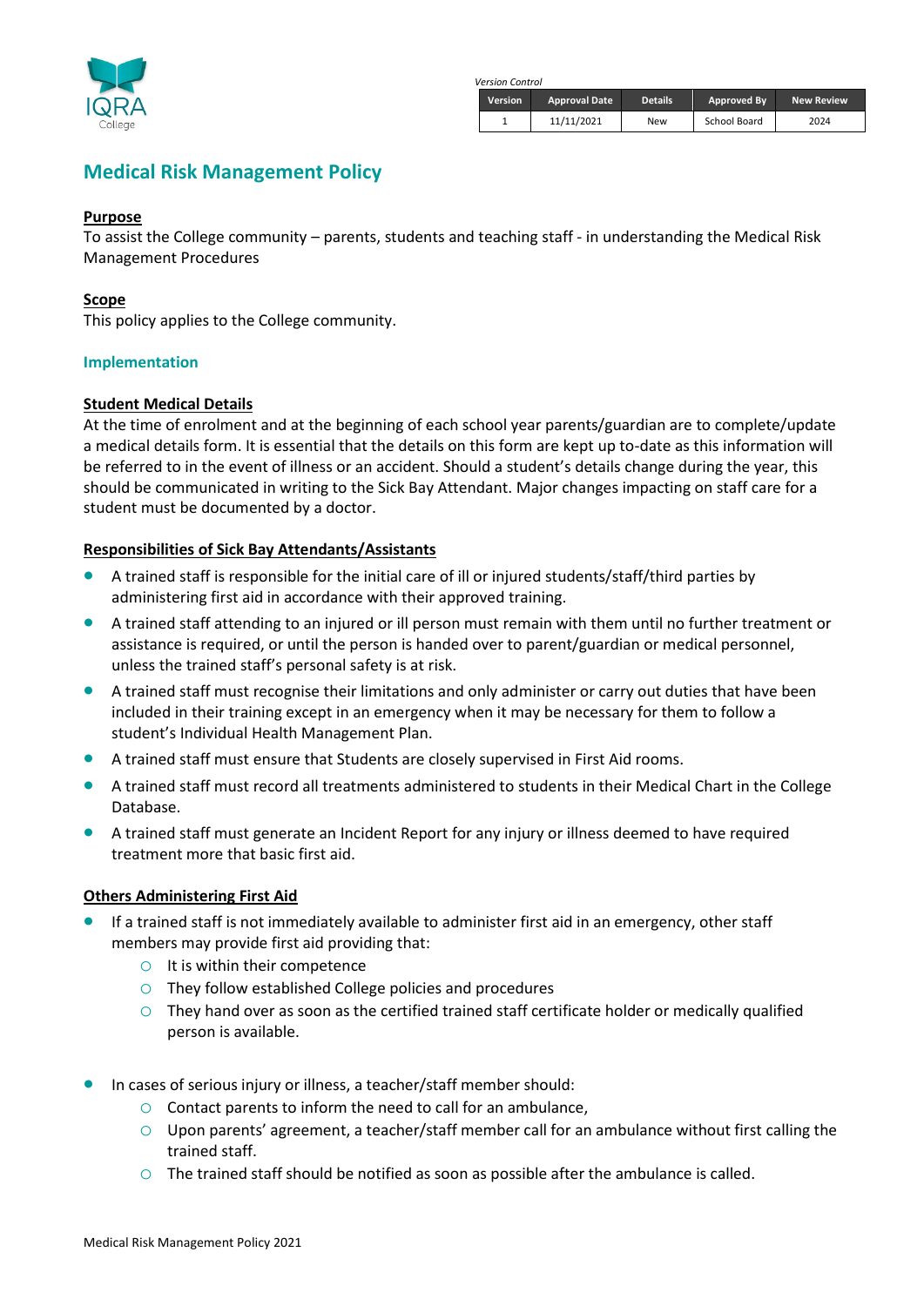IQRA College

*Version Control*

| Version | Approval Date | Details | Approved By | New Review |
|---|---|---|---|---|
| 1 | 11/11/2021 | New | School Board | 2024 |

# Medical Risk Management Policy

**Purpose**

To assist the College community – parents, students and teaching staff - in understanding the Medical Risk Management Procedures

**Scope**

This policy applies to the College community.

## Implementation

**Student Medical Details**

At the time of enrolment and at the beginning of each school year parents/guardian are to complete/update a medical details form. It is essential that the details on this form are kept up to-date as this information will be referred to in the event of illness or an accident. Should a student's details change during the year, this should be communicated in writing to the Sick Bay Attendant. Major changes impacting on staff care for a student must be documented by a doctor.

**Responsibilities of Sick Bay Attendants/Assistants**

- A trained staff is responsible for the initial care of ill or injured students/staff/third parties by administering first aid in accordance with their approved training.
- A trained staff attending to an injured or ill person must remain with them until no further treatment or assistance is required, or until the person is handed over to parent/guardian or medical personnel, unless the trained staff's personal safety is at risk.
- A trained staff must recognise their limitations and only administer or carry out duties that have been included in their training except in an emergency when it may be necessary for them to follow a student's Individual Health Management Plan.
- A trained staff must ensure that Students are closely supervised in First Aid rooms.
- A trained staff must record all treatments administered to students in their Medical Chart in the College Database.
- A trained staff must generate an Incident Report for any injury or illness deemed to have required treatment more that basic first aid.

**Others Administering First Aid**

- If a trained staff is not immediately available to administer first aid in an emergency, other staff members may provide first aid providing that:
  - It is within their competence
  - They follow established College policies and procedures
  - They hand over as soon as the certified trained staff certificate holder or medically qualified person is available.

- In cases of serious injury or illness, a teacher/staff member should:
  - Contact parents to inform the need to call for an ambulance,
  - Upon parents' agreement, a teacher/staff member call for an ambulance without first calling the trained staff.
  - The trained staff should be notified as soon as possible after the ambulance is called.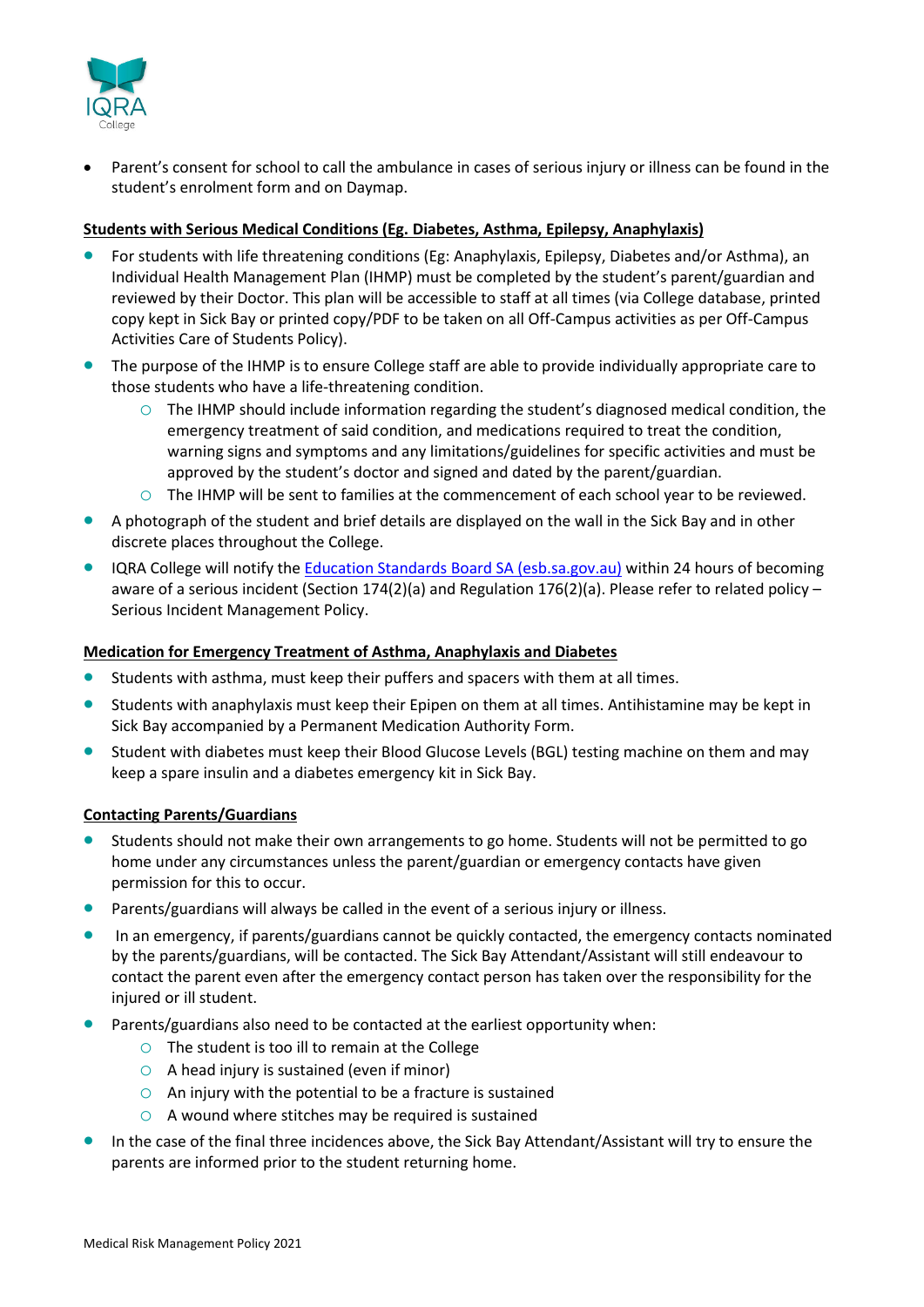- Parent's consent for school to call the ambulance in cases of serious injury or illness can be found in the student's enrolment form and on Daymap.

**Students with Serious Medical Conditions (Eg. Diabetes, Asthma, Epilepsy, Anaphylaxis)**

- For students with life threatening conditions (Eg: Anaphylaxis, Epilepsy, Diabetes and/or Asthma), an Individual Health Management Plan (IHMP) must be completed by the student's parent/guardian and reviewed by their Doctor. This plan will be accessible to staff at all times (via College database, printed copy kept in Sick Bay or printed copy/PDF to be taken on all Off-Campus activities as per Off-Campus Activities Care of Students Policy).
- The purpose of the IHMP is to ensure College staff are able to provide individually appropriate care to those students who have a life-threatening condition.
    - The IHMP should include information regarding the student's diagnosed medical condition, the emergency treatment of said condition, and medications required to treat the condition, warning signs and symptoms and any limitations/guidelines for specific activities and must be approved by the student's doctor and signed and dated by the parent/guardian.
    - The IHMP will be sent to families at the commencement of each school year to be reviewed.
- A photograph of the student and brief details are displayed on the wall in the Sick Bay and in other discrete places throughout the College.
- IQRA College will notify the [Education Standards Board SA (esb.sa.gov.au)](esb.sa.gov.au) within 24 hours of becoming aware of a serious incident (Section 174(2)(a) and Regulation 176(2)(a). Please refer to related policy – Serious Incident Management Policy.

**Medication for Emergency Treatment of Asthma, Anaphylaxis and Diabetes**

- Students with asthma, must keep their puffers and spacers with them at all times.
- Students with anaphylaxis must keep their Epipen on them at all times. Antihistamine may be kept in Sick Bay accompanied by a Permanent Medication Authority Form.
- Student with diabetes must keep their Blood Glucose Levels (BGL) testing machine on them and may keep a spare insulin and a diabetes emergency kit in Sick Bay.

**Contacting Parents/Guardians**

- Students should not make their own arrangements to go home. Students will not be permitted to go home under any circumstances unless the parent/guardian or emergency contacts have given permission for this to occur.
- Parents/guardians will always be called in the event of a serious injury or illness.
- In an emergency, if parents/guardians cannot be quickly contacted, the emergency contacts nominated by the parents/guardians, will be contacted. The Sick Bay Attendant/Assistant will still endeavour to contact the parent even after the emergency contact person has taken over the responsibility for the injured or ill student.
- Parents/guardians also need to be contacted at the earliest opportunity when:
    - The student is too ill to remain at the College
    - A head injury is sustained (even if minor)
    - An injury with the potential to be a fracture is sustained
    - A wound where stitches may be required is sustained
- In the case of the final three incidences above, the Sick Bay Attendant/Assistant will try to ensure the parents are informed prior to the student returning home.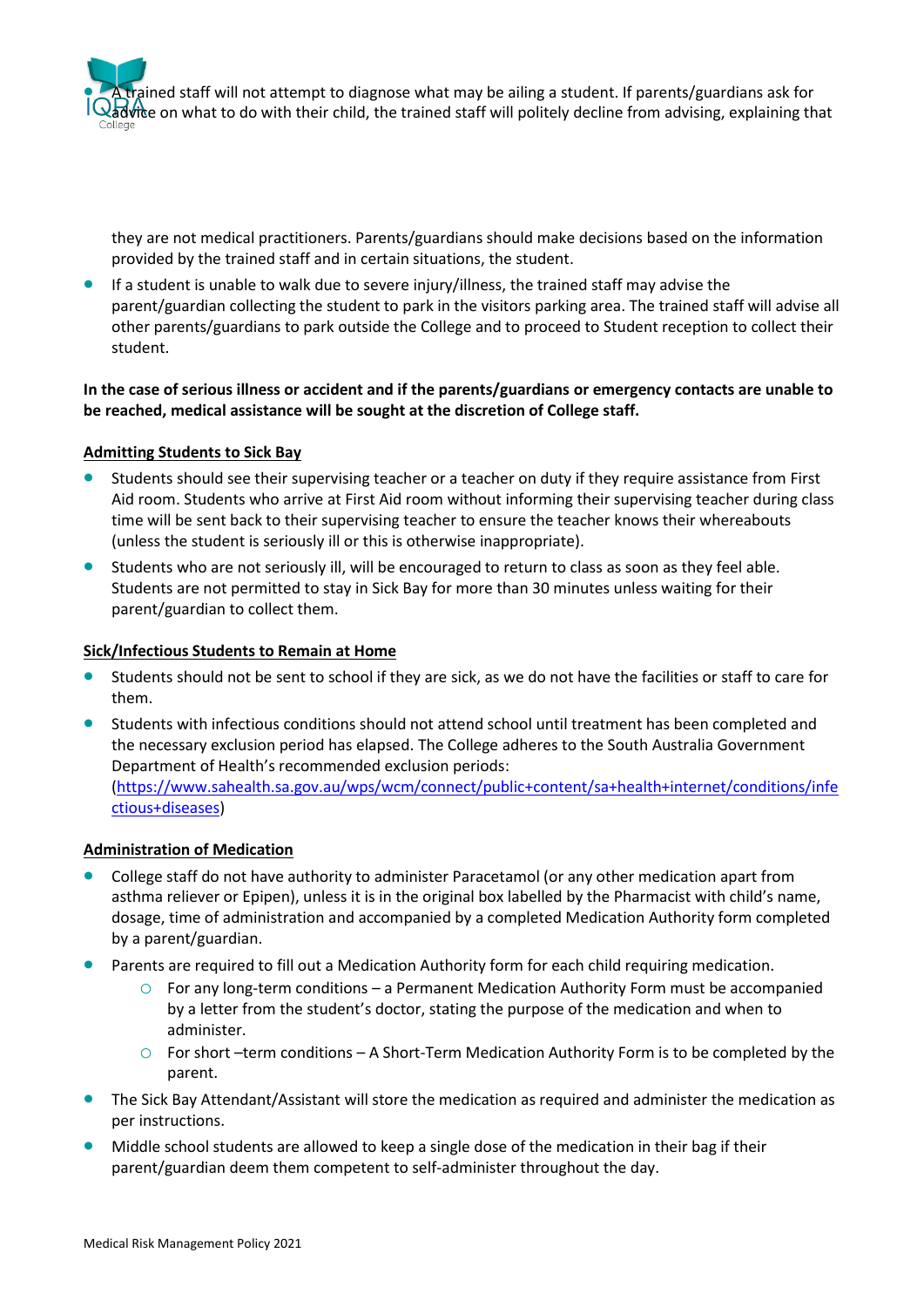- A trained staff will not attempt to diagnose what may be ailing a student. If parents/guardians ask for advice on what to do with their child, the trained staff will politely decline from advising, explaining that they are not medical practitioners. Parents/guardians should make decisions based on the information provided by the trained staff and in certain situations, the student.
- If a student is unable to walk due to severe injury/illness, the trained staff may advise the parent/guardian collecting the student to park in the visitors parking area. The trained staff will advise all other parents/guardians to park outside the College and to proceed to Student reception to collect their student.

**In the case of serious illness or accident and if the parents/guardians or emergency contacts are unable to be reached, medical assistance will be sought at the discretion of College staff.**

**Admitting Students to Sick Bay**

- Students should see their supervising teacher or a teacher on duty if they require assistance from First Aid room. Students who arrive at First Aid room without informing their supervising teacher during class time will be sent back to their supervising teacher to ensure the teacher knows their whereabouts (unless the student is seriously ill or this is otherwise inappropriate).
- Students who are not seriously ill, will be encouraged to return to class as soon as they feel able. Students are not permitted to stay in Sick Bay for more than 30 minutes unless waiting for their parent/guardian to collect them.

**Sick/Infectious Students to Remain at Home**

- Students should not be sent to school if they are sick, as we do not have the facilities or staff to care for them.
- Students with infectious conditions should not attend school until treatment has been completed and the necessary exclusion period has elapsed. The College adheres to the South Australia Government Department of Health's recommended exclusion periods: (https://www.sahealth.sa.gov.au/wps/wcm/connect/public+content/sa+health+internet/conditions/infectious+diseases)

**Administration of Medication**

- College staff do not have authority to administer Paracetamol (or any other medication apart from asthma reliever or Epipen), unless it is in the original box labelled by the Pharmacist with child's name, dosage, time of administration and accompanied by a completed Medication Authority form completed by a parent/guardian.
- Parents are required to fill out a Medication Authority form for each child requiring medication.
  - For any long-term conditions – a Permanent Medication Authority Form must be accompanied by a letter from the student's doctor, stating the purpose of the medication and when to administer.
  - For short –term conditions – A Short-Term Medication Authority Form is to be completed by the parent.
- The Sick Bay Attendant/Assistant will store the medication as required and administer the medication as per instructions.
- Middle school students are allowed to keep a single dose of the medication in their bag if their parent/guardian deem them competent to self-administer throughout the day.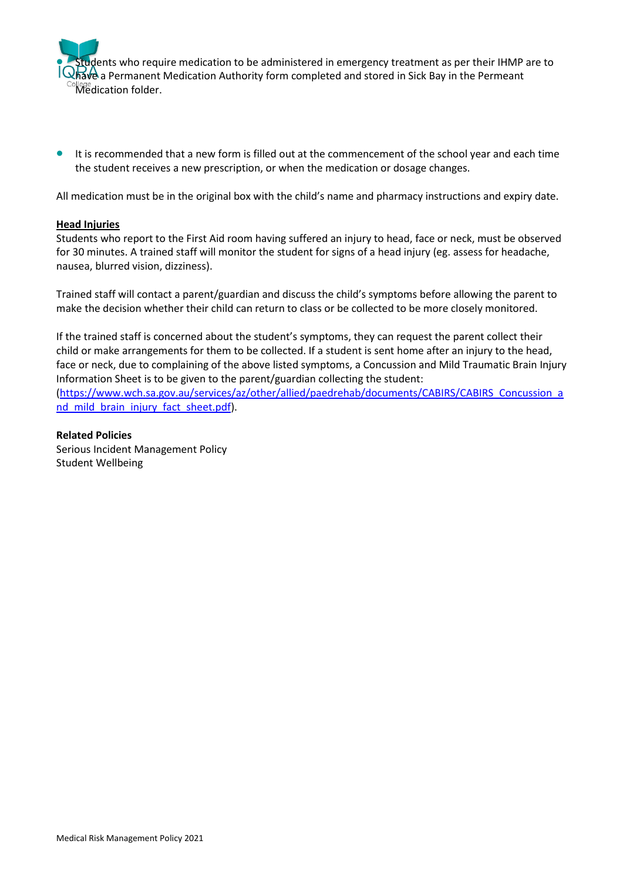- Students who require medication to be administered in emergency treatment as per their IHMP are to have a Permanent Medication Authority form completed and stored in Sick Bay in the Permeant Medication folder.

- It is recommended that a new form is filled out at the commencement of the school year and each time the student receives a new prescription, or when the medication or dosage changes.

All medication must be in the original box with the child's name and pharmacy instructions and expiry date.

**Head Injuries**

Students who report to the First Aid room having suffered an injury to head, face or neck, must be observed for 30 minutes. A trained staff will monitor the student for signs of a head injury (eg. assess for headache, nausea, blurred vision, dizziness).

Trained staff will contact a parent/guardian and discuss the child's symptoms before allowing the parent to make the decision whether their child can return to class or be collected to be more closely monitored.

If the trained staff is concerned about the student's symptoms, they can request the parent collect their child or make arrangements for them to be collected. If a student is sent home after an injury to the head, face or neck, due to complaining of the above listed symptoms, a Concussion and Mild Traumatic Brain Injury Information Sheet is to be given to the parent/guardian collecting the student: (https://www.wch.sa.gov.au/services/az/other/allied/paedrehab/documents/CABIRS/CABIRS_Concussion_and_mild_brain_injury_fact_sheet.pdf).

**Related Policies**

Serious Incident Management Policy
Student Wellbeing